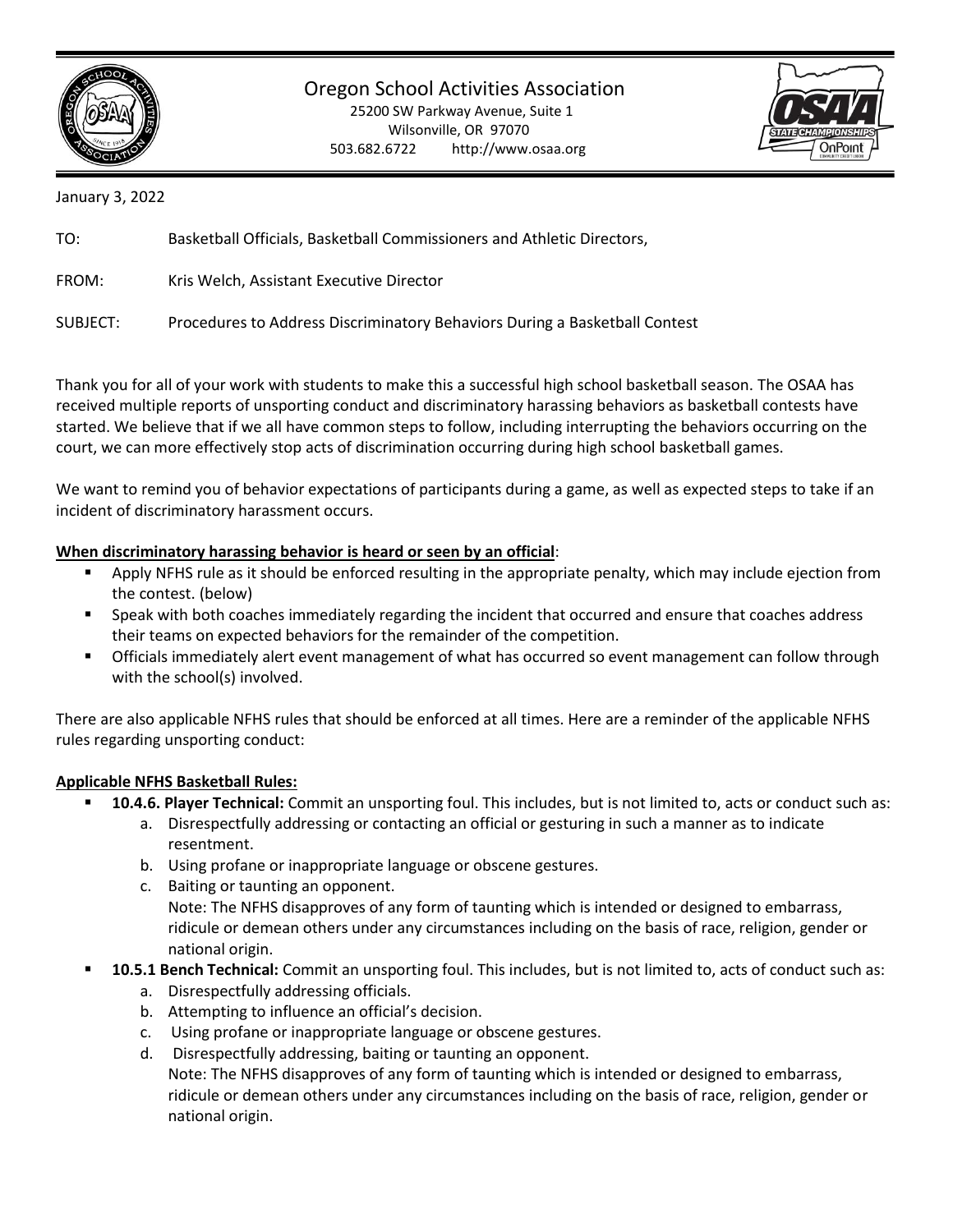# Oregon School Activities Association

25200 SW Parkway Avenue, Suite 1
Wilsonville, OR 97070
503.682.6722 http://www.osaa.org

January 3, 2022

TO: Basketball Officials, Basketball Commissioners and Athletic Directors,

FROM: Kris Welch, Assistant Executive Director

SUBJECT: Procedures to Address Discriminatory Behaviors During a Basketball Contest

Thank you for all of your work with students to make this a successful high school basketball season. The OSAA has received multiple reports of unsporting conduct and discriminatory harassing behaviors as basketball contests have started. We believe that if we all have common steps to follow, including interrupting the behaviors occurring on the court, we can more effectively stop acts of discrimination occurring during high school basketball games.

We want to remind you of behavior expectations of participants during a game, as well as expected steps to take if an incident of discriminatory harassment occurs.

**When discriminatory harassing behavior is heard or seen by an official**:

- Apply NFHS rule as it should be enforced resulting in the appropriate penalty, which may include ejection from the contest. (below)
- Speak with both coaches immediately regarding the incident that occurred and ensure that coaches address their teams on expected behaviors for the remainder of the competition.
- Officials immediately alert event management of what has occurred so event management can follow through with the school(s) involved.

There are also applicable NFHS rules that should be enforced at all times. Here are a reminder of the applicable NFHS rules regarding unsporting conduct:

**Applicable NFHS Basketball Rules:**

- **10.4.6. Player Technical:** Commit an unsporting foul. This includes, but is not limited to, acts or conduct such as:
  a. Disrespectfully addressing or contacting an official or gesturing in such a manner as to indicate resentment.
  b. Using profane or inappropriate language or obscene gestures.
  c. Baiting or taunting an opponent.
     Note: The NFHS disapproves of any form of taunting which is intended or designed to embarrass, ridicule or demean others under any circumstances including on the basis of race, religion, gender or national origin.
- **10.5.1 Bench Technical:** Commit an unsporting foul. This includes, but is not limited to, acts of conduct such as:
  a. Disrespectfully addressing officials.
  b. Attempting to influence an official's decision.
  c. Using profane or inappropriate language or obscene gestures.
  d. Disrespectfully addressing, baiting or taunting an opponent.
     Note: The NFHS disapproves of any form of taunting which is intended or designed to embarrass, ridicule or demean others under any circumstances including on the basis of race, religion, gender or national origin.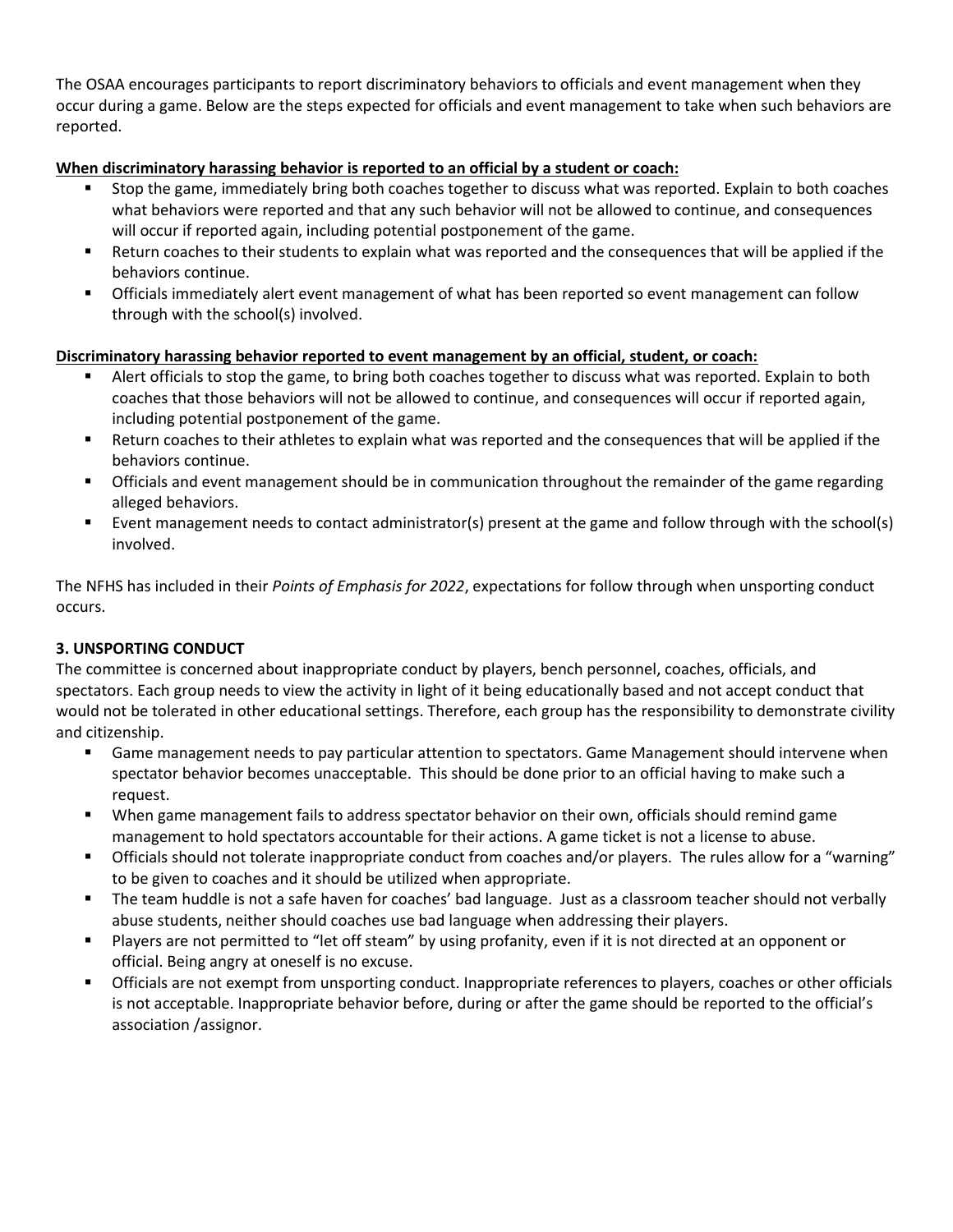The OSAA encourages participants to report discriminatory behaviors to officials and event management when they occur during a game. Below are the steps expected for officials and event management to take when such behaviors are reported.

**When discriminatory harassing behavior is reported to an official by a student or coach:**

- Stop the game, immediately bring both coaches together to discuss what was reported. Explain to both coaches what behaviors were reported and that any such behavior will not be allowed to continue, and consequences will occur if reported again, including potential postponement of the game.
- Return coaches to their students to explain what was reported and the consequences that will be applied if the behaviors continue.
- Officials immediately alert event management of what has been reported so event management can follow through with the school(s) involved.

**Discriminatory harassing behavior reported to event management by an official, student, or coach:**

- Alert officials to stop the game, to bring both coaches together to discuss what was reported. Explain to both coaches that those behaviors will not be allowed to continue, and consequences will occur if reported again, including potential postponement of the game.
- Return coaches to their athletes to explain what was reported and the consequences that will be applied if the behaviors continue.
- Officials and event management should be in communication throughout the remainder of the game regarding alleged behaviors.
- Event management needs to contact administrator(s) present at the game and follow through with the school(s) involved.

The NFHS has included in their *Points of Emphasis for 2022*, expectations for follow through when unsporting conduct occurs.

**3. UNSPORTING CONDUCT**

The committee is concerned about inappropriate conduct by players, bench personnel, coaches, officials, and spectators. Each group needs to view the activity in light of it being educationally based and not accept conduct that would not be tolerated in other educational settings. Therefore, each group has the responsibility to demonstrate civility and citizenship.

- Game management needs to pay particular attention to spectators. Game Management should intervene when spectator behavior becomes unacceptable. This should be done prior to an official having to make such a request.
- When game management fails to address spectator behavior on their own, officials should remind game management to hold spectators accountable for their actions. A game ticket is not a license to abuse.
- Officials should not tolerate inappropriate conduct from coaches and/or players. The rules allow for a "warning" to be given to coaches and it should be utilized when appropriate.
- The team huddle is not a safe haven for coaches' bad language. Just as a classroom teacher should not verbally abuse students, neither should coaches use bad language when addressing their players.
- Players are not permitted to "let off steam" by using profanity, even if it is not directed at an opponent or official. Being angry at oneself is no excuse.
- Officials are not exempt from unsporting conduct. Inappropriate references to players, coaches or other officials is not acceptable. Inappropriate behavior before, during or after the game should be reported to the official's association /assignor.